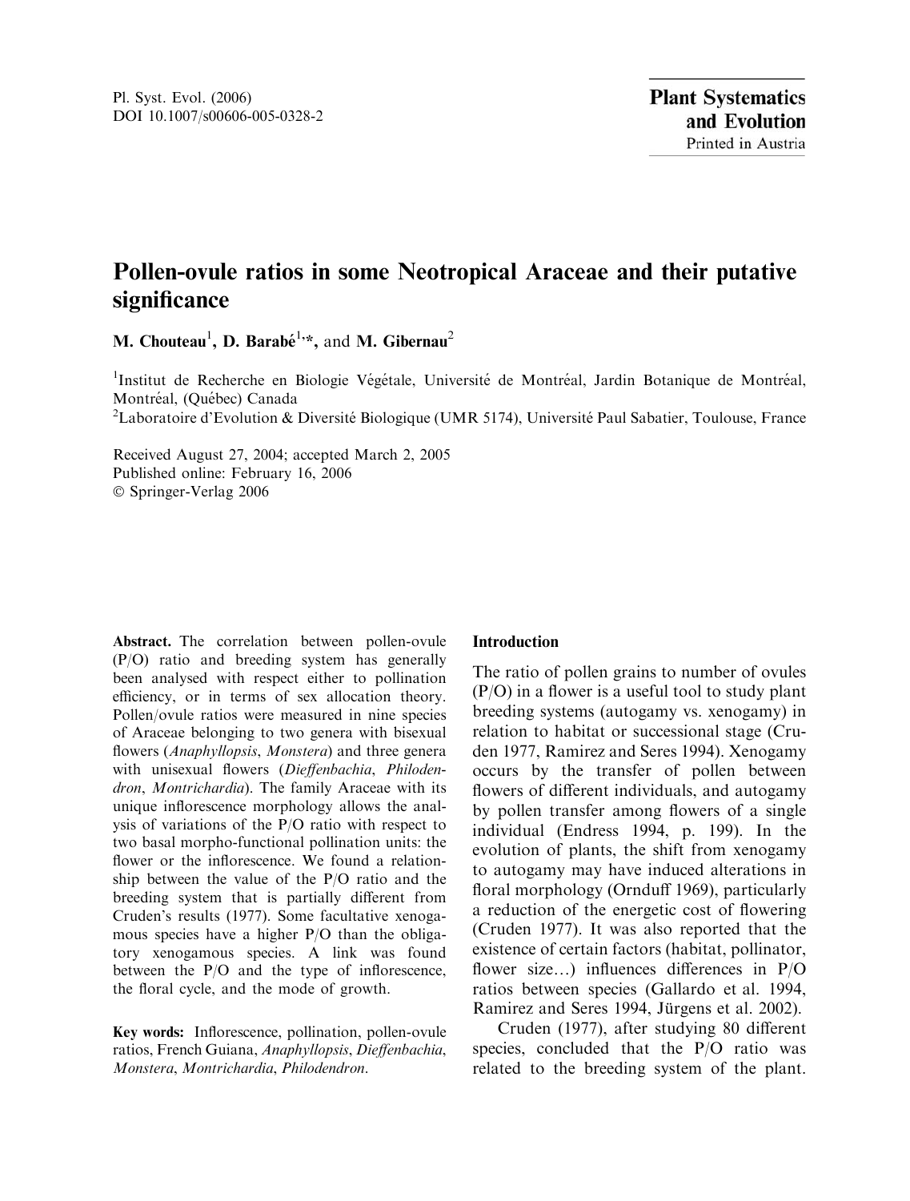# Pollen-ovule ratios in some Neotropical Araceae and their putative significance

**M. Chouteau**[1], **D. Barabé**[1,*], and **M. Gibernau**[2]

[1]Institut de Recherche en Biologie Végétale, Université de Montréal, Jardin Botanique de Montréal, Montréal, (Québec) Canada

[2]Laboratoire d'Evolution & Diversité Biologique (UMR 5174), Université Paul Sabatier, Toulouse, France

Received August 27, 2004; accepted March 2, 2005
Published online: February 16, 2006
© Springer-Verlag 2006

**Abstract.** The correlation between pollen-ovule (P/O) ratio and breeding system has generally been analysed with respect either to pollination efficiency, or in terms of sex allocation theory. Pollen/ovule ratios were measured in nine species of Araceae belonging to two genera with bisexual flowers (*Anaphyllopsis*, *Monstera*) and three genera with unisexual flowers (*Dieffenbachia*, *Philodendron*, *Montrichardia*). The family Araceae with its unique inflorescence morphology allows the analysis of variations of the P/O ratio with respect to two basal morpho-functional pollination units: the flower or the inflorescence. We found a relationship between the value of the P/O ratio and the breeding system that is partially different from Cruden's results (1977). Some facultative xenogamous species have a higher P/O than the obligatory xenogamous species. A link was found between the P/O and the type of inflorescence, the floral cycle, and the mode of growth.

**Key words:** Inflorescence, pollination, pollen-ovule ratios, French Guiana, *Anaphyllopsis*, *Dieffenbachia*, *Monstera*, *Montrichardia*, *Philodendron*.

## Introduction

The ratio of pollen grains to number of ovules (P/O) in a flower is a useful tool to study plant breeding systems (autogamy vs. xenogamy) in relation to habitat or successional stage (Cruden 1977, Ramirez and Seres 1994). Xenogamy occurs by the transfer of pollen between flowers of different individuals, and autogamy by pollen transfer among flowers of a single individual (Endress 1994, p. 199). In the evolution of plants, the shift from xenogamy to autogamy may have induced alterations in floral morphology (Ornduff 1969), particularly a reduction of the energetic cost of flowering (Cruden 1977). It was also reported that the existence of certain factors (habitat, pollinator, flower size…) influences differences in P/O ratios between species (Gallardo et al. 1994, Ramirez and Seres 1994, Jürgens et al. 2002).

Cruden (1977), after studying 80 different species, concluded that the P/O ratio was related to the breeding system of the plant.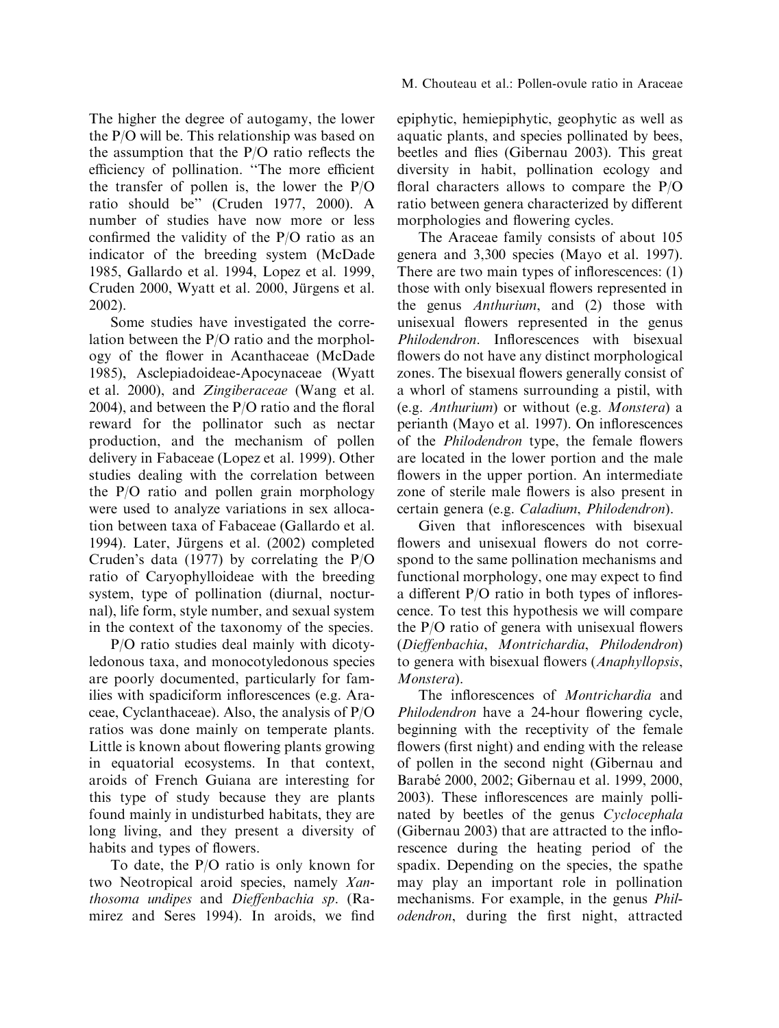The higher the degree of autogamy, the lower the P/O will be. This relationship was based on the assumption that the P/O ratio reflects the efficiency of pollination. "The more efficient the transfer of pollen is, the lower the P/O ratio should be" (Cruden 1977, 2000). A number of studies have now more or less confirmed the validity of the P/O ratio as an indicator of the breeding system (McDade 1985, Gallardo et al. 1994, Lopez et al. 1999, Cruden 2000, Wyatt et al. 2000, Jürgens et al. 2002).

Some studies have investigated the correlation between the P/O ratio and the morphology of the flower in Acanthaceae (McDade 1985), Asclepiadoideae-Apocynaceae (Wyatt et al. 2000), and *Zingiberaceae* (Wang et al. 2004), and between the P/O ratio and the floral reward for the pollinator such as nectar production, and the mechanism of pollen delivery in Fabaceae (Lopez et al. 1999). Other studies dealing with the correlation between the P/O ratio and pollen grain morphology were used to analyze variations in sex allocation between taxa of Fabaceae (Gallardo et al. 1994). Later, Jürgens et al. (2002) completed Cruden's data (1977) by correlating the P/O ratio of Caryophylloideae with the breeding system, type of pollination (diurnal, nocturnal), life form, style number, and sexual system in the context of the taxonomy of the species.

P/O ratio studies deal mainly with dicotyledonous taxa, and monocotyledonous species are poorly documented, particularly for families with spadiciform inflorescences (e.g. Araceae, Cyclanthaceae). Also, the analysis of P/O ratios was done mainly on temperate plants. Little is known about flowering plants growing in equatorial ecosystems. In that context, aroids of French Guiana are interesting for this type of study because they are plants found mainly in undisturbed habitats, they are long living, and they present a diversity of habits and types of flowers.

To date, the P/O ratio is only known for two Neotropical aroid species, namely *Xanthosoma undipes* and *Dieffenbachia sp*. (Ramirez and Seres 1994). In aroids, we find epiphytic, hemiepiphytic, geophytic as well as aquatic plants, and species pollinated by bees, beetles and flies (Gibernau 2003). This great diversity in habit, pollination ecology and floral characters allows to compare the P/O ratio between genera characterized by different morphologies and flowering cycles.

The Araceae family consists of about 105 genera and 3,300 species (Mayo et al. 1997). There are two main types of inflorescences: (1) those with only bisexual flowers represented in the genus *Anthurium*, and (2) those with unisexual flowers represented in the genus *Philodendron*. Inflorescences with bisexual flowers do not have any distinct morphological zones. The bisexual flowers generally consist of a whorl of stamens surrounding a pistil, with (e.g. *Anthurium*) or without (e.g. *Monstera*) a perianth (Mayo et al. 1997). On inflorescences of the *Philodendron* type, the female flowers are located in the lower portion and the male flowers in the upper portion. An intermediate zone of sterile male flowers is also present in certain genera (e.g. *Caladium*, *Philodendron*).

Given that inflorescences with bisexual flowers and unisexual flowers do not correspond to the same pollination mechanisms and functional morphology, one may expect to find a different P/O ratio in both types of inflorescence. To test this hypothesis we will compare the P/O ratio of genera with unisexual flowers (*Dieffenbachia*, *Montrichardia*, *Philodendron*) to genera with bisexual flowers (*Anaphyllopsis*, *Monstera*).

The inflorescences of *Montrichardia* and *Philodendron* have a 24-hour flowering cycle, beginning with the receptivity of the female flowers (first night) and ending with the release of pollen in the second night (Gibernau and Barabé 2000, 2002; Gibernau et al. 1999, 2000, 2003). These inflorescences are mainly pollinated by beetles of the genus *Cyclocephala* (Gibernau 2003) that are attracted to the inflorescence during the heating period of the spadix. Depending on the species, the spathe may play an important role in pollination mechanisms. For example, in the genus *Philodendron*, during the first night, attracted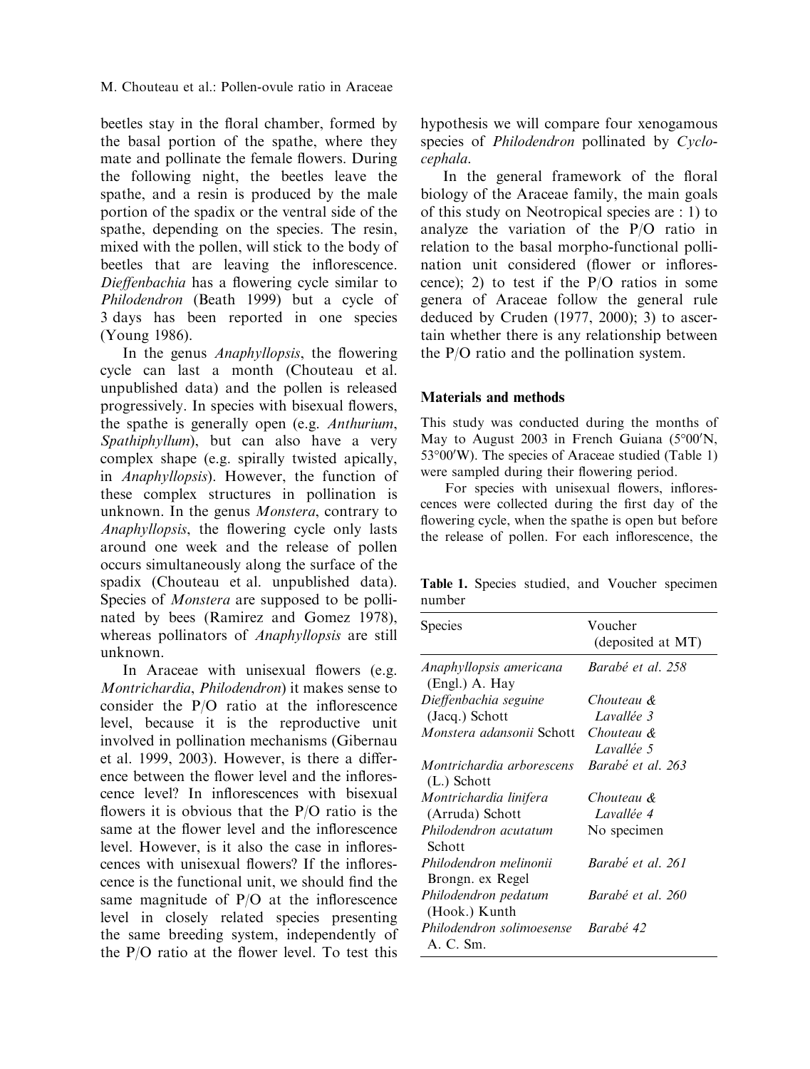beetles stay in the floral chamber, formed by the basal portion of the spathe, where they mate and pollinate the female flowers. During the following night, the beetles leave the spathe, and a resin is produced by the male portion of the spadix or the ventral side of the spathe, depending on the species. The resin, mixed with the pollen, will stick to the body of beetles that are leaving the inflorescence. *Dieffenbachia* has a flowering cycle similar to *Philodendron* (Beath 1999) but a cycle of 3 days has been reported in one species (Young 1986).

In the genus *Anaphyllopsis*, the flowering cycle can last a month (Chouteau et al. unpublished data) and the pollen is released progressively. In species with bisexual flowers, the spathe is generally open (e.g. *Anthurium*, *Spathiphyllum*), but can also have a very complex shape (e.g. spirally twisted apically, in *Anaphyllopsis*). However, the function of these complex structures in pollination is unknown. In the genus *Monstera*, contrary to *Anaphyllopsis*, the flowering cycle only lasts around one week and the release of pollen occurs simultaneously along the surface of the spadix (Chouteau et al. unpublished data). Species of *Monstera* are supposed to be pollinated by bees (Ramirez and Gomez 1978), whereas pollinators of *Anaphyllopsis* are still unknown.

In Araceae with unisexual flowers (e.g. *Montrichardia*, *Philodendron*) it makes sense to consider the P/O ratio at the inflorescence level, because it is the reproductive unit involved in pollination mechanisms (Gibernau et al. 1999, 2003). However, is there a difference between the flower level and the inflorescence level? In inflorescences with bisexual flowers it is obvious that the P/O ratio is the same at the flower level and the inflorescence level. However, is it also the case in inflorescences with unisexual flowers? If the inflorescence is the functional unit, we should find the same magnitude of P/O at the inflorescence level in closely related species presenting the same breeding system, independently of the P/O ratio at the flower level. To test this hypothesis we will compare four xenogamous species of *Philodendron* pollinated by *Cyclocephala*.

In the general framework of the floral biology of the Araceae family, the main goals of this study on Neotropical species are : 1) to analyze the variation of the P/O ratio in relation to the basal morpho-functional pollination unit considered (flower or inflorescence); 2) to test if the P/O ratios in some genera of Araceae follow the general rule deduced by Cruden (1977, 2000); 3) to ascertain whether there is any relationship between the P/O ratio and the pollination system.

## Materials and methods

This study was conducted during the months of May to August 2003 in French Guiana (5°00′N, 53°00′W). The species of Araceae studied (Table 1) were sampled during their flowering period.

For species with unisexual flowers, inflorescences were collected during the first day of the flowering cycle, when the spathe is open but before the release of pollen. For each inflorescence, the

**Table 1.** Species studied, and Voucher specimen number

| Species | Voucher (deposited at MT) |
|---|---|
| *Anaphyllopsis americana* (Engl.) A. Hay | *Barabé et al. 258* |
| *Dieffenbachia seguine* (Jacq.) Schott | *Chouteau & Lavallée 3* |
| *Monstera adansonii* Schott | *Chouteau & Lavallée 5* |
| *Montrichardia arborescens* (L.) Schott | *Barabé et al. 263* |
| *Montrichardia linifera* (Arruda) Schott | *Chouteau & Lavallée 4* |
| *Philodendron acutatum* Schott | No specimen |
| *Philodendron melinonii* Brongn. ex Regel | *Barabé et al. 261* |
| *Philodendron pedatum* (Hook.) Kunth | *Barabé et al. 260* |
| *Philodendron solimoesense* A. C. Sm. | *Barabé 42* |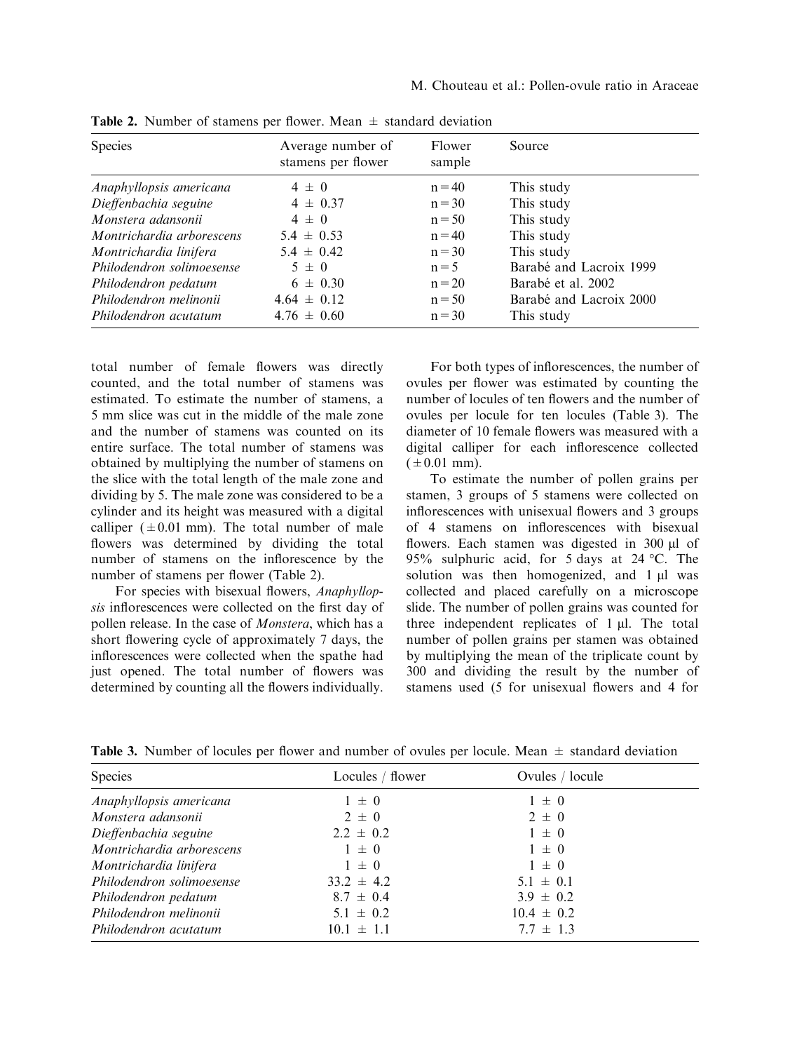**Table 2.** Number of stamens per flower. Mean ± standard deviation

| Species | Average number of stamens per flower | Flower sample | Source |
|---|---|---|---|
| *Anaphyllopsis americana* | 4 ± 0 | n = 40 | This study |
| *Dieffenbachia seguine* | 4 ± 0.37 | n = 30 | This study |
| *Monstera adansonii* | 4 ± 0 | n = 50 | This study |
| *Montrichardia arborescens* | 5.4 ± 0.53 | n = 40 | This study |
| *Montrichardia linifera* | 5.4 ± 0.42 | n = 30 | This study |
| *Philodendron solimoesense* | 5 ± 0 | n = 5 | Barabé and Lacroix 1999 |
| *Philodendron pedatum* | 6 ± 0.30 | n = 20 | Barabé et al. 2002 |
| *Philodendron melinonii* | 4.64 ± 0.12 | n = 50 | Barabé and Lacroix 2000 |
| *Philodendron acutatum* | 4.76 ± 0.60 | n = 30 | This study |

total number of female flowers was directly counted, and the total number of stamens was estimated. To estimate the number of stamens, a 5 mm slice was cut in the middle of the male zone and the number of stamens was counted on its entire surface. The total number of stamens was obtained by multiplying the number of stamens on the slice with the total length of the male zone and dividing by 5. The male zone was considered to be a cylinder and its height was measured with a digital calliper (±0.01 mm). The total number of male flowers was determined by dividing the total number of stamens on the inflorescence by the number of stamens per flower (Table 2).

For species with bisexual flowers, *Anaphyllopsis* inflorescences were collected on the first day of pollen release. In the case of *Monstera*, which has a short flowering cycle of approximately 7 days, the inflorescences were collected when the spathe had just opened. The total number of flowers was determined by counting all the flowers individually.

For both types of inflorescences, the number of ovules per flower was estimated by counting the number of locules of ten flowers and the number of ovules per locule for ten locules (Table 3). The diameter of 10 female flowers was measured with a digital calliper for each inflorescence collected (±0.01 mm).

To estimate the number of pollen grains per stamen, 3 groups of 5 stamens were collected on inflorescences with unisexual flowers and 3 groups of 4 stamens on inflorescences with bisexual flowers. Each stamen was digested in 300 µl of 95% sulphuric acid, for 5 days at 24 °C. The solution was then homogenized, and 1 µl was collected and placed carefully on a microscope slide. The number of pollen grains was counted for three independent replicates of 1 µl. The total number of pollen grains per stamen was obtained by multiplying the mean of the triplicate count by 300 and dividing the result by the number of stamens used (5 for unisexual flowers and 4 for

**Table 3.** Number of locules per flower and number of ovules per locule. Mean ± standard deviation

| Species | Locules / flower | Ovules / locule |
|---|---|---|
| *Anaphyllopsis americana* | 1 ± 0 | 1 ± 0 |
| *Monstera adansonii* | 2 ± 0 | 2 ± 0 |
| *Dieffenbachia seguine* | 2.2 ± 0.2 | 1 ± 0 |
| *Montrichardia arborescens* | 1 ± 0 | 1 ± 0 |
| *Montrichardia linifera* | 1 ± 0 | 1 ± 0 |
| *Philodendron solimoesense* | 33.2 ± 4.2 | 5.1 ± 0.1 |
| *Philodendron pedatum* | 8.7 ± 0.4 | 3.9 ± 0.2 |
| *Philodendron melinonii* | 5.1 ± 0.2 | 10.4 ± 0.2 |
| *Philodendron acutatum* | 10.1 ± 1.1 | 7.7 ± 1.3 |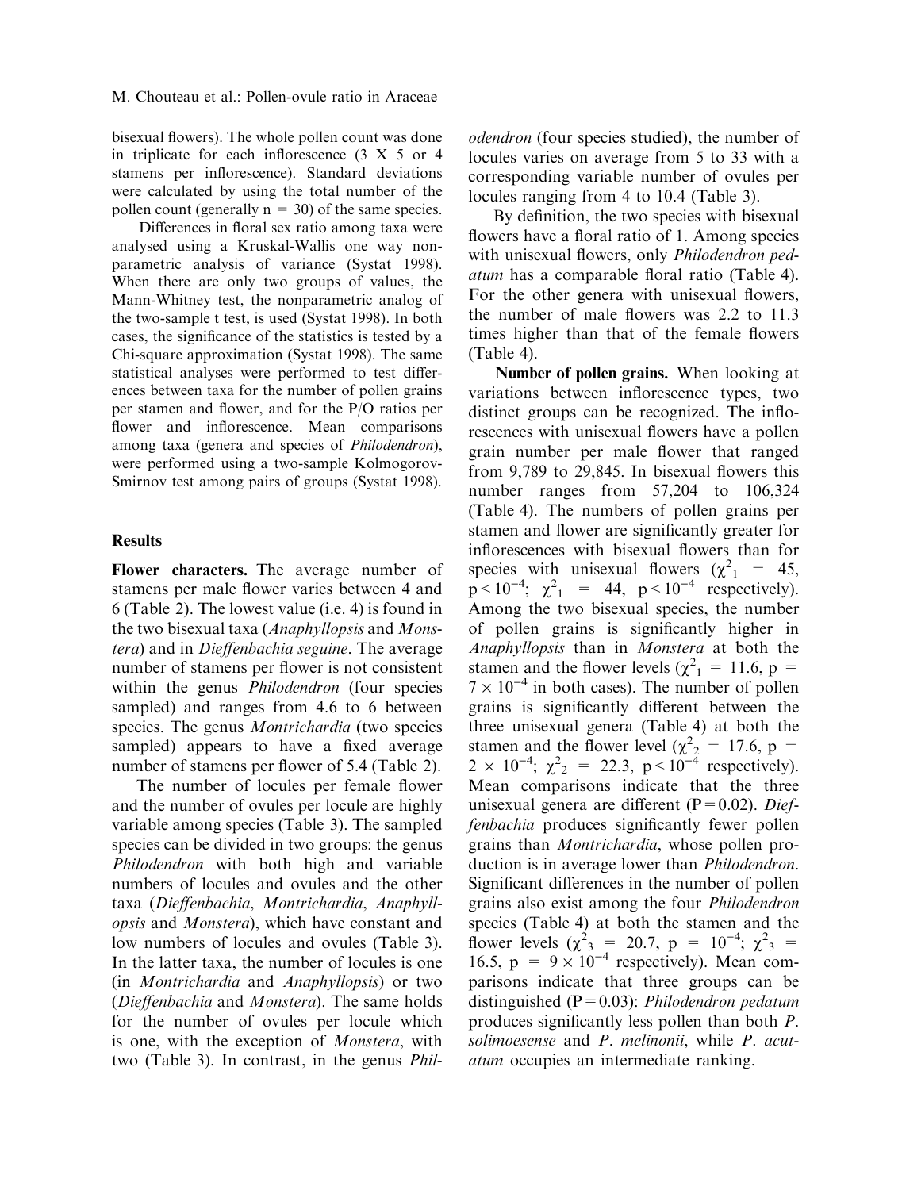bisexual flowers). The whole pollen count was done in triplicate for each inflorescence (3 X 5 or 4 stamens per inflorescence). Standard deviations were calculated by using the total number of the pollen count (generally n = 30) of the same species.

Differences in floral sex ratio among taxa were analysed using a Kruskal-Wallis one way nonparametric analysis of variance (Systat 1998). When there are only two groups of values, the Mann-Whitney test, the nonparametric analog of the two-sample t test, is used (Systat 1998). In both cases, the significance of the statistics is tested by a Chi-square approximation (Systat 1998). The same statistical analyses were performed to test differences between taxa for the number of pollen grains per stamen and flower, and for the P/O ratios per flower and inflorescence. Mean comparisons among taxa (genera and species of *Philodendron*), were performed using a two-sample Kolmogorov-Smirnov test among pairs of groups (Systat 1998).

## Results

**Flower characters.** The average number of stamens per male flower varies between 4 and 6 (Table 2). The lowest value (i.e. 4) is found in the two bisexual taxa (*Anaphyllopsis* and *Monstera*) and in *Dieffenbachia seguine*. The average number of stamens per flower is not consistent within the genus *Philodendron* (four species sampled) and ranges from 4.6 to 6 between species. The genus *Montrichardia* (two species sampled) appears to have a fixed average number of stamens per flower of 5.4 (Table 2).

The number of locules per female flower and the number of ovules per locule are highly variable among species (Table 3). The sampled species can be divided in two groups: the genus *Philodendron* with both high and variable numbers of locules and ovules and the other taxa (*Dieffenbachia*, *Montrichardia*, *Anaphyllopsis* and *Monstera*), which have constant and low numbers of locules and ovules (Table 3). In the latter taxa, the number of locules is one (in *Montrichardia* and *Anaphyllopsis*) or two (*Dieffenbachia* and *Monstera*). The same holds for the number of ovules per locule which is one, with the exception of *Monstera*, with two (Table 3). In contrast, in the genus *Philodendron* (four species studied), the number of locules varies on average from 5 to 33 with a corresponding variable number of ovules per locules ranging from 4 to 10.4 (Table 3).

By definition, the two species with bisexual flowers have a floral ratio of 1. Among species with unisexual flowers, only *Philodendron pedatum* has a comparable floral ratio (Table 4). For the other genera with unisexual flowers, the number of male flowers was 2.2 to 11.3 times higher than that of the female flowers (Table 4).

**Number of pollen grains.** When looking at variations between inflorescence types, two distinct groups can be recognized. The inflorescences with unisexual flowers have a pollen grain number per male flower that ranged from 9,789 to 29,845. In bisexual flowers this number ranges from 57,204 to 106,324 (Table 4). The numbers of pollen grains per stamen and flower are significantly greater for inflorescences with bisexual flowers than for species with unisexual flowers ($\chi^2_1$ = 45, $p < 10^{-4}$; $\chi^2_1$ = 44, $p < 10^{-4}$ respectively). Among the two bisexual species, the number of pollen grains is significantly higher in *Anaphyllopsis* than in *Monstera* at both the stamen and the flower levels ($\chi^2_1$ = 11.6, p = $7 \times 10^{-4}$ in both cases). The number of pollen grains is significantly different between the three unisexual genera (Table 4) at both the stamen and the flower level ($\chi^2_2$ = 17.6, p = $2 \times 10^{-4}$; $\chi^2_2$ = 22.3, $p < 10^{-4}$ respectively). Mean comparisons indicate that the three unisexual genera are different (P = 0.02). *Dieffenbachia* produces significantly fewer pollen grains than *Montrichardia*, whose pollen production is in average lower than *Philodendron*. Significant differences in the number of pollen grains also exist among the four *Philodendron* species (Table 4) at both the stamen and the flower levels ($\chi^2_3$ = 20.7, p = $10^{-4}$; $\chi^2_3$ = 16.5, p = $9 \times 10^{-4}$ respectively). Mean comparisons indicate that three groups can be distinguished (P = 0.03): *Philodendron pedatum* produces significantly less pollen than both *P. solimoesense* and *P. melinonii*, while *P. acutatum* occupies an intermediate ranking.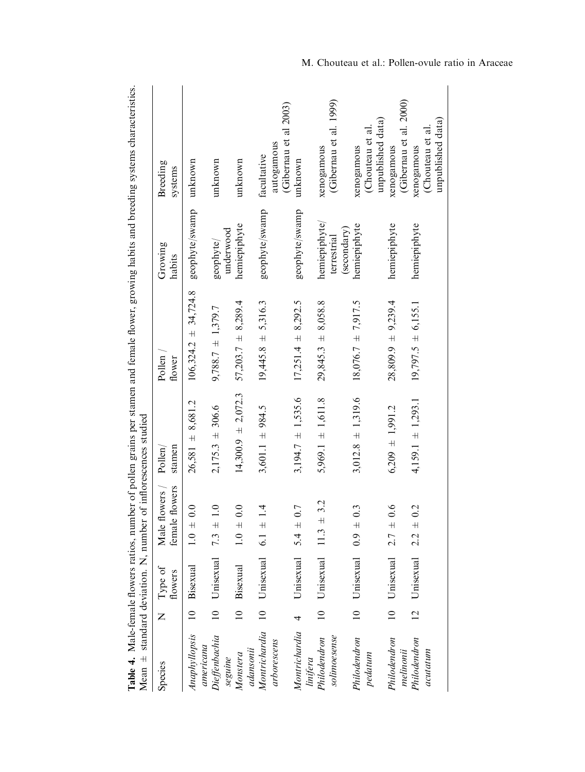**Table 4.** Male-female flowers ratios, number of pollen grains per stamen and female flower, growing habits and breeding systems characteristics. Mean ± standard deviation. N, number of inflorescences studied

| Species | N | Type of flowers | Male flowers / female flowers | Pollen/ stamen | Pollen / flower | Growing habits | Breeding systems |
|---|---|---|---|---|---|---|---|
| *Anaphyllopsis americana* | 10 | Bisexual | 1.0 ± 0.0 | 26,581 ± 8,681.2 | 106,324.2 ± 34,724.8 | geophyte/swamp | unknown |
| *Dieffenbachia seguine* | 10 | Unisexual | 7.3 ± 1.0 | 2,175.3 ± 306.6 | 9,788.7 ± 1,379.7 | geophyte/ underwood | unknown |
| *Monstera adansonii* | 10 | Bisexual | 1.0 ± 0.0 | 14,300.9 ± 2,072.3 | 57,203.7 ± 8,289.4 | hemiepiphyte | unknown |
| *Montrichardia arborescens* | 10 | Unisexual | 6.1 ± 1.4 | 3,601.1 ± 984.5 | 19,445.8 ± 5,316.3 | geophyte/swamp | facultative autogamous (Gibernau et al 2003) |
| *Montrichardia linifera* | 4 | Unisexual | 5.4 ± 0.7 | 3,194.7 ± 1,535.6 | 17,251.4 ± 8,292.5 | geophyte/swamp | unknown |
| *Philodendron solimoesense* | 10 | Unisexual | 11.3 ± 3.2 | 5,969.1 ± 1,611.8 | 29,845.3 ± 8,058.8 | hemiepiphyte/ terrestrial (secondary) | xenogamous (Gibernau et al. 1999) |
| *Philodendron pedatum* | 10 | Unisexual | 0.9 ± 0.3 | 3,012.8 ± 1,319.6 | 18,076.7 ± 7,917.5 | hemiepiphyte | xenogamous (Chouteau et al. unpublished data) |
| *Philodendron melinonii* | 10 | Unisexual | 2.7 ± 0.6 | 6,209 ± 1,991.2 | 28,809.9 ± 9,239.4 | hemiepiphyte | xenogamous (Gibernau et al. 2000) |
| *Philodendron acutatum* | 12 | Unisexual | 2.2 ± 0.2 | 4,159.1 ± 1,293.1 | 19,797.5 ± 6,155.1 | hemiepiphyte | xenogamous (Chouteau et al. unpublished data) |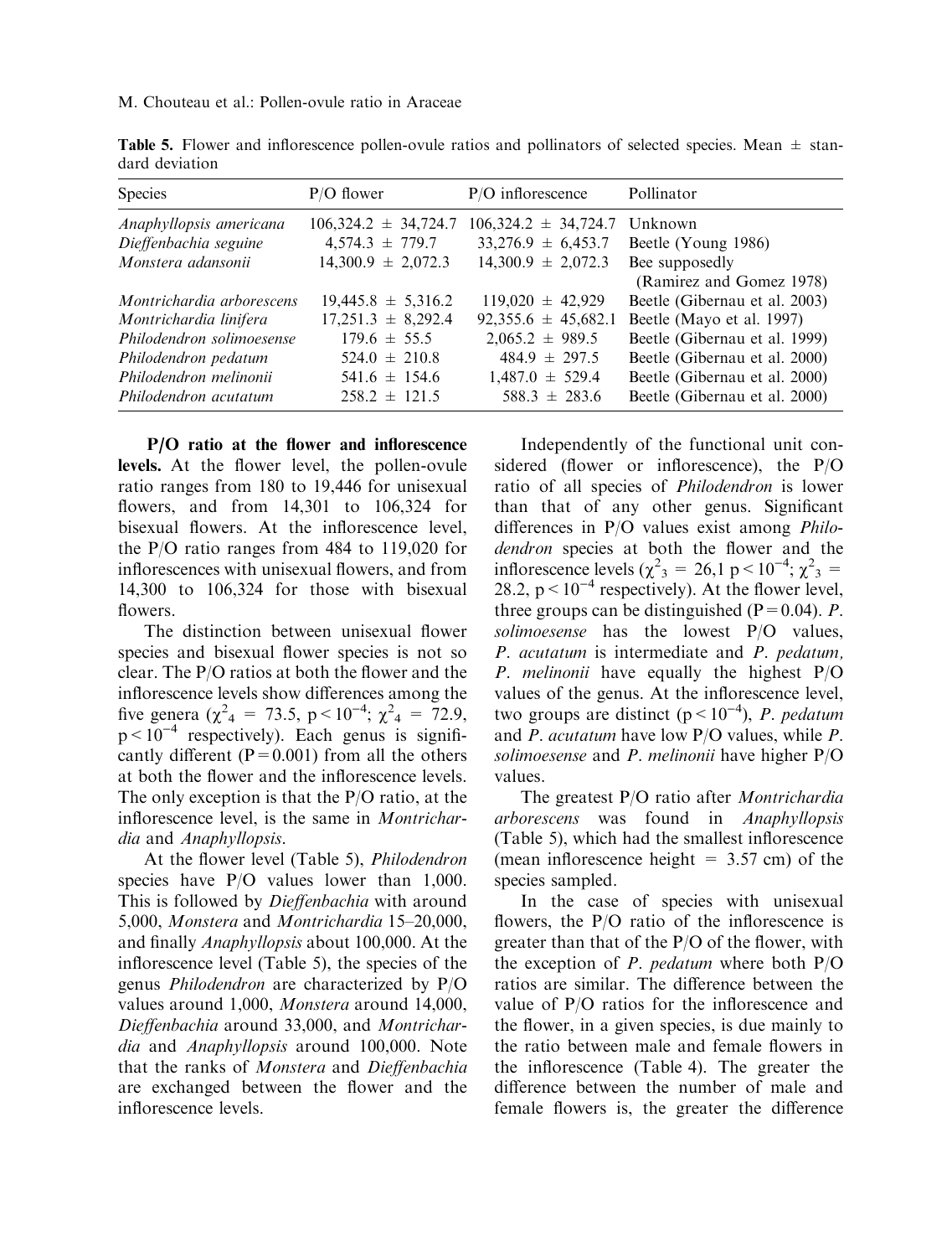**Table 5.** Flower and inflorescence pollen-ovule ratios and pollinators of selected species. Mean ± standard deviation

| Species | P/O flower | P/O inflorescence | Pollinator |
|---|---|---|---|
| *Anaphyllopsis americana* | 106,324.2 ± 34,724.7 | 106,324.2 ± 34,724.7 | Unknown |
| *Dieffenbachia seguine* | 4,574.3 ± 779.7 | 33,276.9 ± 6,453.7 | Beetle (Young 1986) |
| *Monstera adansonii* | 14,300.9 ± 2,072.3 | 14,300.9 ± 2,072.3 | Bee supposedly (Ramirez and Gomez 1978) |
| *Montrichardia arborescens* | 19,445.8 ± 5,316.2 | 119,020 ± 42,929 | Beetle (Gibernau et al. 2003) |
| *Montrichardia linifera* | 17,251.3 ± 8,292.4 | 92,355.6 ± 45,682.1 | Beetle (Mayo et al. 1997) |
| *Philodendron solimoesense* | 179.6 ± 55.5 | 2,065.2 ± 989.5 | Beetle (Gibernau et al. 1999) |
| *Philodendron pedatum* | 524.0 ± 210.8 | 484.9 ± 297.5 | Beetle (Gibernau et al. 2000) |
| *Philodendron melinonii* | 541.6 ± 154.6 | 1,487.0 ± 529.4 | Beetle (Gibernau et al. 2000) |
| *Philodendron acutatum* | 258.2 ± 121.5 | 588.3 ± 283.6 | Beetle (Gibernau et al. 2000) |

**P/O ratio at the flower and inflorescence levels.** At the flower level, the pollen-ovule ratio ranges from 180 to 19,446 for unisexual flowers, and from 14,301 to 106,324 for bisexual flowers. At the inflorescence level, the P/O ratio ranges from 484 to 119,020 for inflorescences with unisexual flowers, and from 14,300 to 106,324 for those with bisexual flowers.

The distinction between unisexual flower species and bisexual flower species is not so clear. The P/O ratios at both the flower and the inflorescence levels show differences among the five genera ($\chi^2_4$ = 73.5, $p < 10^{-4}$; $\chi^2_4$ = 72.9, $p < 10^{-4}$ respectively). Each genus is significantly different ($P = 0.001$) from all the others at both the flower and the inflorescence levels. The only exception is that the P/O ratio, at the inflorescence level, is the same in *Montrichardia* and *Anaphyllopsis*.

At the flower level (Table 5), *Philodendron* species have P/O values lower than 1,000. This is followed by *Dieffenbachia* with around 5,000, *Monstera* and *Montrichardia* 15–20,000, and finally *Anaphyllopsis* about 100,000. At the inflorescence level (Table 5), the species of the genus *Philodendron* are characterized by P/O values around 1,000, *Monstera* around 14,000, *Dieffenbachia* around 33,000, and *Montrichardia* and *Anaphyllopsis* around 100,000. Note that the ranks of *Monstera* and *Dieffenbachia* are exchanged between the flower and the inflorescence levels.

Independently of the functional unit considered (flower or inflorescence), the P/O ratio of all species of *Philodendron* is lower than that of any other genus. Significant differences in P/O values exist among *Philodendron* species at both the flower and the inflorescence levels ($\chi^2_3$ = 26,1 $p < 10^{-4}$; $\chi^2_3$ = 28.2, $p < 10^{-4}$ respectively). At the flower level, three groups can be distinguished ($P = 0.04$). *P. solimoesense* has the lowest P/O values, *P. acutatum* is intermediate and *P. pedatum, P. melinonii* have equally the highest P/O values of the genus. At the inflorescence level, two groups are distinct ($p < 10^{-4}$), *P. pedatum* and *P. acutatum* have low P/O values, while *P. solimoesense* and *P. melinonii* have higher P/O values.

The greatest P/O ratio after *Montrichardia arborescens* was found in *Anaphyllopsis* (Table 5), which had the smallest inflorescence (mean inflorescence height = 3.57 cm) of the species sampled.

In the case of species with unisexual flowers, the P/O ratio of the inflorescence is greater than that of the P/O of the flower, with the exception of *P. pedatum* where both P/O ratios are similar. The difference between the value of P/O ratios for the inflorescence and the flower, in a given species, is due mainly to the ratio between male and female flowers in the inflorescence (Table 4). The greater the difference between the number of male and female flowers is, the greater the difference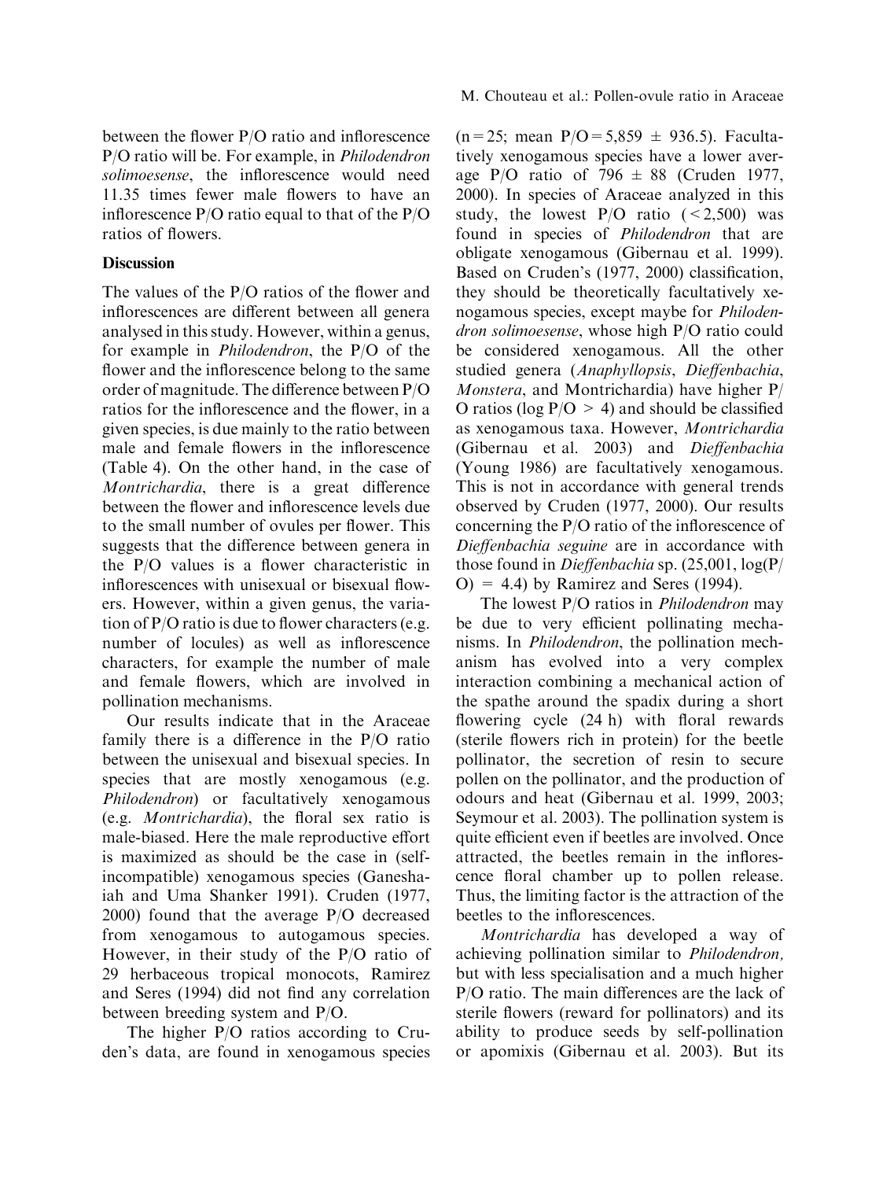between the flower P/O ratio and inflorescence P/O ratio will be. For example, in *Philodendron solimoesense*, the inflorescence would need 11.35 times fewer male flowers to have an inflorescence P/O ratio equal to that of the P/O ratios of flowers.

## Discussion

The values of the P/O ratios of the flower and inflorescences are different between all genera analysed in this study. However, within a genus, for example in *Philodendron*, the P/O of the flower and the inflorescence belong to the same order of magnitude. The difference between P/O ratios for the inflorescence and the flower, in a given species, is due mainly to the ratio between male and female flowers in the inflorescence (Table 4). On the other hand, in the case of *Montrichardia*, there is a great difference between the flower and inflorescence levels due to the small number of ovules per flower. This suggests that the difference between genera in the P/O values is a flower characteristic in inflorescences with unisexual or bisexual flowers. However, within a given genus, the variation of P/O ratio is due to flower characters (e.g. number of locules) as well as inflorescence characters, for example the number of male and female flowers, which are involved in pollination mechanisms.

Our results indicate that in the Araceae family there is a difference in the P/O ratio between the unisexual and bisexual species. In species that are mostly xenogamous (e.g. *Philodendron*) or facultatively xenogamous (e.g. *Montrichardia*), the floral sex ratio is male-biased. Here the male reproductive effort is maximized as should be the case in (self-incompatible) xenogamous species (Ganeshaiah and Uma Shanker 1991). Cruden (1977, 2000) found that the average P/O decreased from xenogamous to autogamous species. However, in their study of the P/O ratio of 29 herbaceous tropical monocots, Ramirez and Seres (1994) did not find any correlation between breeding system and P/O.

The higher P/O ratios according to Cruden's data, are found in xenogamous species ($n = 25$; mean $P/O = 5{,}859 \pm 936.5$). Facultatively xenogamous species have a lower average P/O ratio of $796 \pm 88$ (Cruden 1977, 2000). In species of Araceae analyzed in this study, the lowest P/O ratio ($< 2{,}500$) was found in species of *Philodendron* that are obligate xenogamous (Gibernau et al. 1999). Based on Cruden's (1977, 2000) classification, they should be theoretically facultatively xenogamous species, except maybe for *Philodendron solimoesense*, whose high P/O ratio could be considered xenogamous. All the other studied genera (*Anaphyllopsis*, *Dieffenbachia*, *Monstera*, and Montrichardia) have higher P/O ratios ($\log P/O > 4$) and should be classified as xenogamous taxa. However, *Montrichardia* (Gibernau et al. 2003) and *Dieffenbachia* (Young 1986) are facultatively xenogamous. This is not in accordance with general trends observed by Cruden (1977, 2000). Our results concerning the P/O ratio of the inflorescence of *Dieffenbachia seguine* are in accordance with those found in *Dieffenbachia* sp. (25,001, $\log(P/O) = 4.4$) by Ramirez and Seres (1994).

The lowest P/O ratios in *Philodendron* may be due to very efficient pollinating mechanisms. In *Philodendron*, the pollination mechanism has evolved into a very complex interaction combining a mechanical action of the spathe around the spadix during a short flowering cycle (24 h) with floral rewards (sterile flowers rich in protein) for the beetle pollinator, the secretion of resin to secure pollen on the pollinator, and the production of odours and heat (Gibernau et al. 1999, 2003; Seymour et al. 2003). The pollination system is quite efficient even if beetles are involved. Once attracted, the beetles remain in the inflorescence floral chamber up to pollen release. Thus, the limiting factor is the attraction of the beetles to the inflorescences.

*Montrichardia* has developed a way of achieving pollination similar to *Philodendron,* but with less specialisation and a much higher P/O ratio. The main differences are the lack of sterile flowers (reward for pollinators) and its ability to produce seeds by self-pollination or apomixis (Gibernau et al. 2003). But its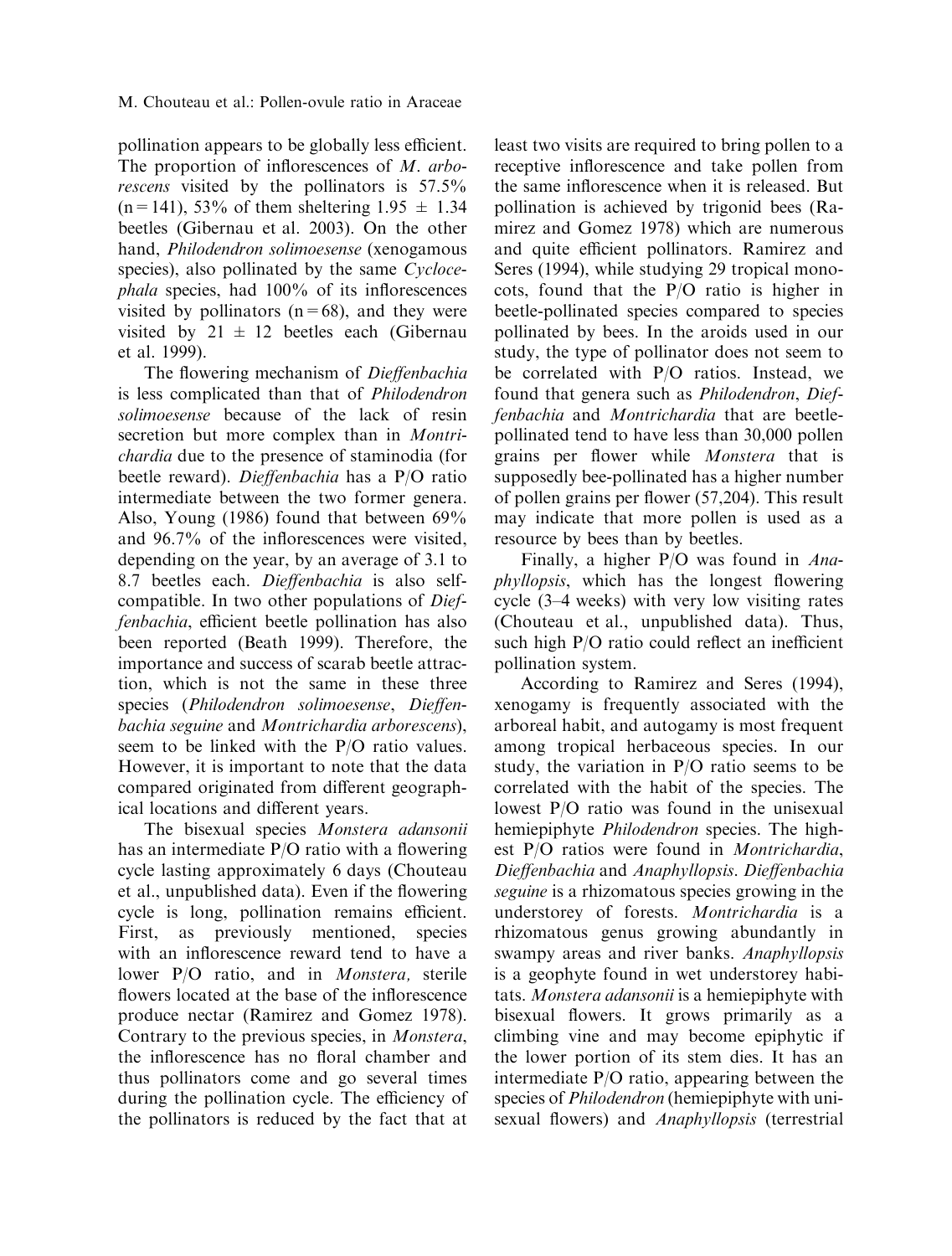pollination appears to be globally less efficient. The proportion of inflorescences of *M. arborescens* visited by the pollinators is 57.5% ($n = 141$), 53% of them sheltering $1.95 \pm 1.34$ beetles (Gibernau et al. 2003). On the other hand, *Philodendron solimoesense* (xenogamous species), also pollinated by the same *Cyclocephala* species, had 100% of its inflorescences visited by pollinators ($n = 68$), and they were visited by $21 \pm 12$ beetles each (Gibernau et al. 1999).

The flowering mechanism of *Dieffenbachia* is less complicated than that of *Philodendron solimoesense* because of the lack of resin secretion but more complex than in *Montrichardia* due to the presence of staminodia (for beetle reward). *Dieffenbachia* has a P/O ratio intermediate between the two former genera. Also, Young (1986) found that between 69% and 96.7% of the inflorescences were visited, depending on the year, by an average of 3.1 to 8.7 beetles each. *Dieffenbachia* is also self-compatible. In two other populations of *Dieffenbachia*, efficient beetle pollination has also been reported (Beath 1999). Therefore, the importance and success of scarab beetle attraction, which is not the same in these three species (*Philodendron solimoesense*, *Dieffenbachia seguine* and *Montrichardia arborescens*), seem to be linked with the P/O ratio values. However, it is important to note that the data compared originated from different geographical locations and different years.

The bisexual species *Monstera adansonii* has an intermediate P/O ratio with a flowering cycle lasting approximately 6 days (Chouteau et al., unpublished data). Even if the flowering cycle is long, pollination remains efficient. First, as previously mentioned, species with an inflorescence reward tend to have a lower P/O ratio, and in *Monstera,* sterile flowers located at the base of the inflorescence produce nectar (Ramirez and Gomez 1978). Contrary to the previous species, in *Monstera*, the inflorescence has no floral chamber and thus pollinators come and go several times during the pollination cycle. The efficiency of the pollinators is reduced by the fact that at least two visits are required to bring pollen to a receptive inflorescence and take pollen from the same inflorescence when it is released. But pollination is achieved by trigonid bees (Ramirez and Gomez 1978) which are numerous and quite efficient pollinators. Ramirez and Seres (1994), while studying 29 tropical monocots, found that the P/O ratio is higher in beetle-pollinated species compared to species pollinated by bees. In the aroids used in our study, the type of pollinator does not seem to be correlated with P/O ratios. Instead, we found that genera such as *Philodendron*, *Dieffenbachia* and *Montrichardia* that are beetle-pollinated tend to have less than 30,000 pollen grains per flower while *Monstera* that is supposedly bee-pollinated has a higher number of pollen grains per flower (57,204). This result may indicate that more pollen is used as a resource by bees than by beetles.

Finally, a higher P/O was found in *Anaphyllopsis*, which has the longest flowering cycle (3–4 weeks) with very low visiting rates (Chouteau et al., unpublished data). Thus, such high P/O ratio could reflect an inefficient pollination system.

According to Ramirez and Seres (1994), xenogamy is frequently associated with the arboreal habit, and autogamy is most frequent among tropical herbaceous species. In our study, the variation in P/O ratio seems to be correlated with the habit of the species. The lowest P/O ratio was found in the unisexual hemiepiphyte *Philodendron* species. The highest P/O ratios were found in *Montrichardia*, *Dieffenbachia* and *Anaphyllopsis*. *Dieffenbachia seguine* is a rhizomatous species growing in the understorey of forests. *Montrichardia* is a rhizomatous genus growing abundantly in swampy areas and river banks. *Anaphyllopsis* is a geophyte found in wet understorey habitats. *Monstera adansonii* is a hemiepiphyte with bisexual flowers. It grows primarily as a climbing vine and may become epiphytic if the lower portion of its stem dies. It has an intermediate P/O ratio, appearing between the species of *Philodendron* (hemiepiphyte with unisexual flowers) and *Anaphyllopsis* (terrestrial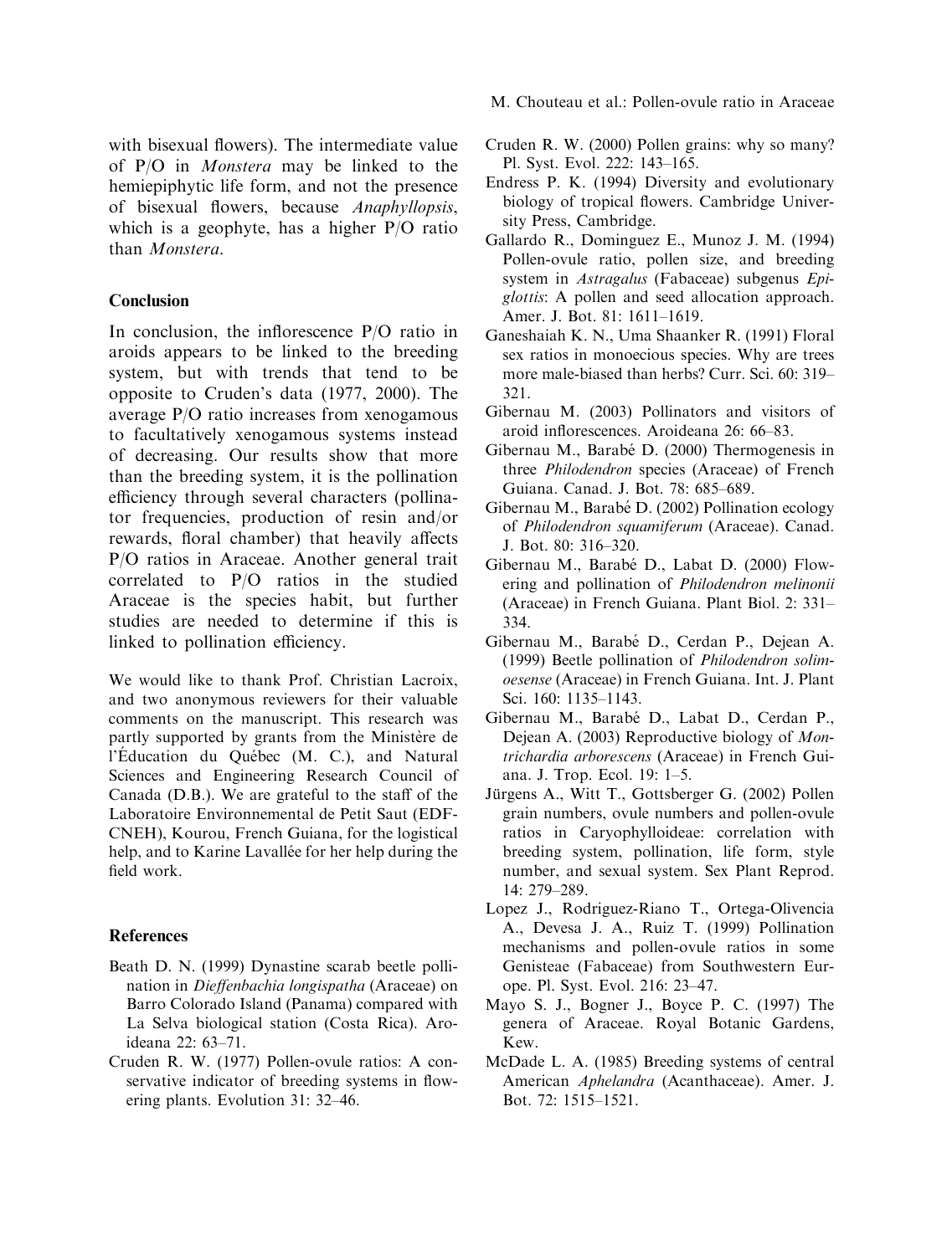with bisexual flowers). The intermediate value of P/O in *Monstera* may be linked to the hemiepiphytic life form, and not the presence of bisexual flowers, because *Anaphyllopsis*, which is a geophyte, has a higher P/O ratio than *Monstera*.

## Conclusion

In conclusion, the inflorescence P/O ratio in aroids appears to be linked to the breeding system, but with trends that tend to be opposite to Cruden's data (1977, 2000). The average P/O ratio increases from xenogamous to facultatively xenogamous systems instead of decreasing. Our results show that more than the breeding system, it is the pollination efficiency through several characters (pollinator frequencies, production of resin and/or rewards, floral chamber) that heavily affects P/O ratios in Araceae. Another general trait correlated to P/O ratios in the studied Araceae is the species habit, but further studies are needed to determine if this is linked to pollination efficiency.

We would like to thank Prof. Christian Lacroix, and two anonymous reviewers for their valuable comments on the manuscript. This research was partly supported by grants from the Ministère de l'Éducation du Québec (M. C.), and Natural Sciences and Engineering Research Council of Canada (D.B.). We are grateful to the staff of the Laboratoire Environnemental de Petit Saut (EDF-CNEH), Kourou, French Guiana, for the logistical help, and to Karine Lavallée for her help during the field work.

## References

Beath D. N. (1999) Dynastine scarab beetle pollination in *Dieffenbachia longispatha* (Araceae) on Barro Colorado Island (Panama) compared with La Selva biological station (Costa Rica). Aroideana 22: 63–71.

Cruden R. W. (1977) Pollen-ovule ratios: A conservative indicator of breeding systems in flowering plants. Evolution 31: 32–46.

Cruden R. W. (2000) Pollen grains: why so many? Pl. Syst. Evol. 222: 143–165.

Endress P. K. (1994) Diversity and evolutionary biology of tropical flowers. Cambridge University Press, Cambridge.

Gallardo R., Dominguez E., Munoz J. M. (1994) Pollen-ovule ratio, pollen size, and breeding system in *Astragalus* (Fabaceae) subgenus *Epiglottis*: A pollen and seed allocation approach. Amer. J. Bot. 81: 1611–1619.

Ganeshaiah K. N., Uma Shaanker R. (1991) Floral sex ratios in monoecious species. Why are trees more male-biased than herbs? Curr. Sci. 60: 319–321.

Gibernau M. (2003) Pollinators and visitors of aroid inflorescences. Aroideana 26: 66–83.

Gibernau M., Barabé D. (2000) Thermogenesis in three *Philodendron* species (Araceae) of French Guiana. Canad. J. Bot. 78: 685–689.

Gibernau M., Barabé D. (2002) Pollination ecology of *Philodendron squamiferum* (Araceae). Canad. J. Bot. 80: 316–320.

Gibernau M., Barabé D., Labat D. (2000) Flowering and pollination of *Philodendron melinonii* (Araceae) in French Guiana. Plant Biol. 2: 331–334.

Gibernau M., Barabé D., Cerdan P., Dejean A. (1999) Beetle pollination of *Philodendron solimoesense* (Araceae) in French Guiana. Int. J. Plant Sci. 160: 1135–1143.

Gibernau M., Barabé D., Labat D., Cerdan P., Dejean A. (2003) Reproductive biology of *Montrichardia arborescens* (Araceae) in French Guiana. J. Trop. Ecol. 19: 1–5.

Jürgens A., Witt T., Gottsberger G. (2002) Pollen grain numbers, ovule numbers and pollen-ovule ratios in Caryophylloideae: correlation with breeding system, pollination, life form, style number, and sexual system. Sex Plant Reprod. 14: 279–289.

Lopez J., Rodriguez-Riano T., Ortega-Olivencia A., Devesa J. A., Ruiz T. (1999) Pollination mechanisms and pollen-ovule ratios in some Genisteae (Fabaceae) from Southwestern Europe. Pl. Syst. Evol. 216: 23–47.

Mayo S. J., Bogner J., Boyce P. C. (1997) The genera of Araceae. Royal Botanic Gardens, Kew.

McDade L. A. (1985) Breeding systems of central American *Aphelandra* (Acanthaceae). Amer. J. Bot. 72: 1515–1521.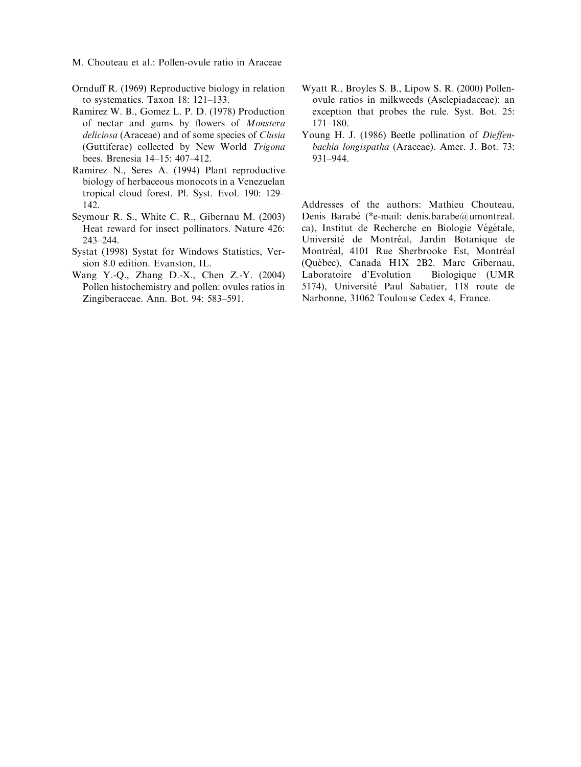Ornduff R. (1969) Reproductive biology in relation to systematics. Taxon 18: 121–133.

Ramirez W. B., Gomez L. P. D. (1978) Production of nectar and gums by flowers of *Monstera deliciosa* (Araceae) and of some species of *Clusia* (Guttiferae) collected by New World *Trigona* bees. Brenesia 14–15: 407–412.

Ramirez N., Seres A. (1994) Plant reproductive biology of herbaceous monocots in a Venezuelan tropical cloud forest. Pl. Syst. Evol. 190: 129–142.

Seymour R. S., White C. R., Gibernau M. (2003) Heat reward for insect pollinators. Nature 426: 243–244.

Systat (1998) Systat for Windows Statistics, Version 8.0 edition. Evanston, IL.

Wang Y.-Q., Zhang D.-X., Chen Z.-Y. (2004) Pollen histochemistry and pollen: ovules ratios in Zingiberaceae. Ann. Bot. 94: 583–591.

Wyatt R., Broyles S. B., Lipow S. R. (2000) Pollen-ovule ratios in milkweeds (Asclepiadaceae): an exception that probes the rule. Syst. Bot. 25: 171–180.

Young H. J. (1986) Beetle pollination of *Dieffenbachia longispatha* (Araceae). Amer. J. Bot. 73: 931–944.

Addresses of the authors: Mathieu Chouteau, Denis Barabé (*e-mail: denis.barabe@umontreal.ca), Institut de Recherche en Biologie Végétale, Université de Montréal, Jardin Botanique de Montréal, 4101 Rue Sherbrooke Est, Montréal (Québec), Canada H1X 2B2. Marc Gibernau, Laboratoire d'Evolution Biologique (UMR 5174), Université Paul Sabatier, 118 route de Narbonne, 31062 Toulouse Cedex 4, France.